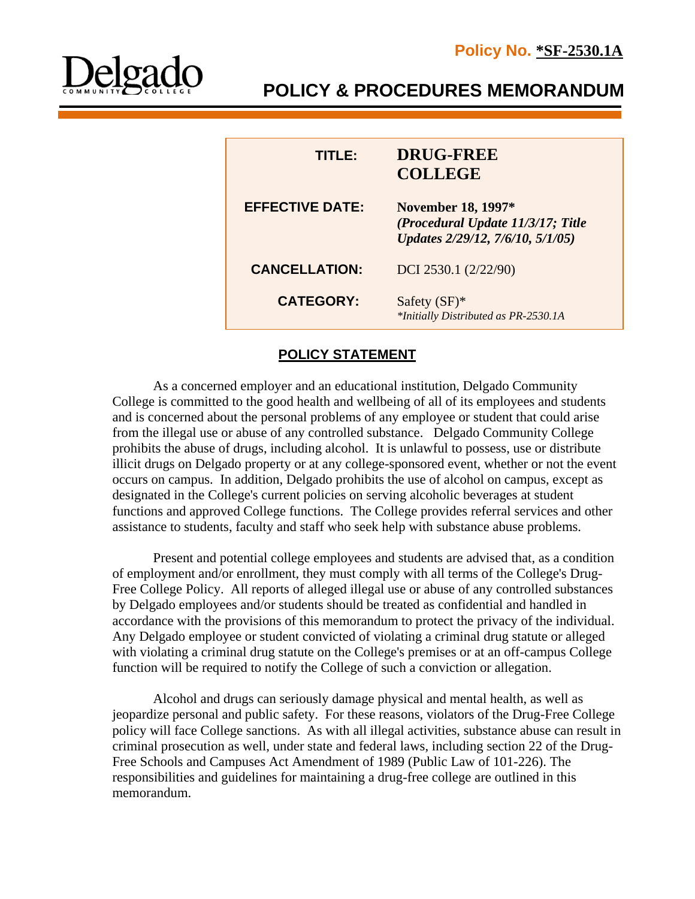**Policy No. *SF-2530.1A**

# POLICY & PROCEDURES MEMORANDUM

| | |
|---|---|
| **TITLE:** | **DRUG-FREE COLLEGE** |
| **EFFECTIVE DATE:** | **November 18, 1997*** ***(Procedural Update 11/3/17; Title Updates 2/29/12, 7/6/10, 5/1/05)*** |
| **CANCELLATION:** | DCI 2530.1 (2/22/90) |
| **CATEGORY:** | Safety (SF)* *\*Initially Distributed as PR-2530.1A* |

## POLICY STATEMENT

As a concerned employer and an educational institution, Delgado Community College is committed to the good health and wellbeing of all of its employees and students and is concerned about the personal problems of any employee or student that could arise from the illegal use or abuse of any controlled substance. Delgado Community College prohibits the abuse of drugs, including alcohol. It is unlawful to possess, use or distribute illicit drugs on Delgado property or at any college-sponsored event, whether or not the event occurs on campus. In addition, Delgado prohibits the use of alcohol on campus, except as designated in the College's current policies on serving alcoholic beverages at student functions and approved College functions. The College provides referral services and other assistance to students, faculty and staff who seek help with substance abuse problems.

Present and potential college employees and students are advised that, as a condition of employment and/or enrollment, they must comply with all terms of the College's Drug-Free College Policy. All reports of alleged illegal use or abuse of any controlled substances by Delgado employees and/or students should be treated as confidential and handled in accordance with the provisions of this memorandum to protect the privacy of the individual. Any Delgado employee or student convicted of violating a criminal drug statute or alleged with violating a criminal drug statute on the College's premises or at an off-campus College function will be required to notify the College of such a conviction or allegation.

Alcohol and drugs can seriously damage physical and mental health, as well as jeopardize personal and public safety. For these reasons, violators of the Drug-Free College policy will face College sanctions. As with all illegal activities, substance abuse can result in criminal prosecution as well, under state and federal laws, including section 22 of the Drug-Free Schools and Campuses Act Amendment of 1989 (Public Law of 101-226). The responsibilities and guidelines for maintaining a drug-free college are outlined in this memorandum.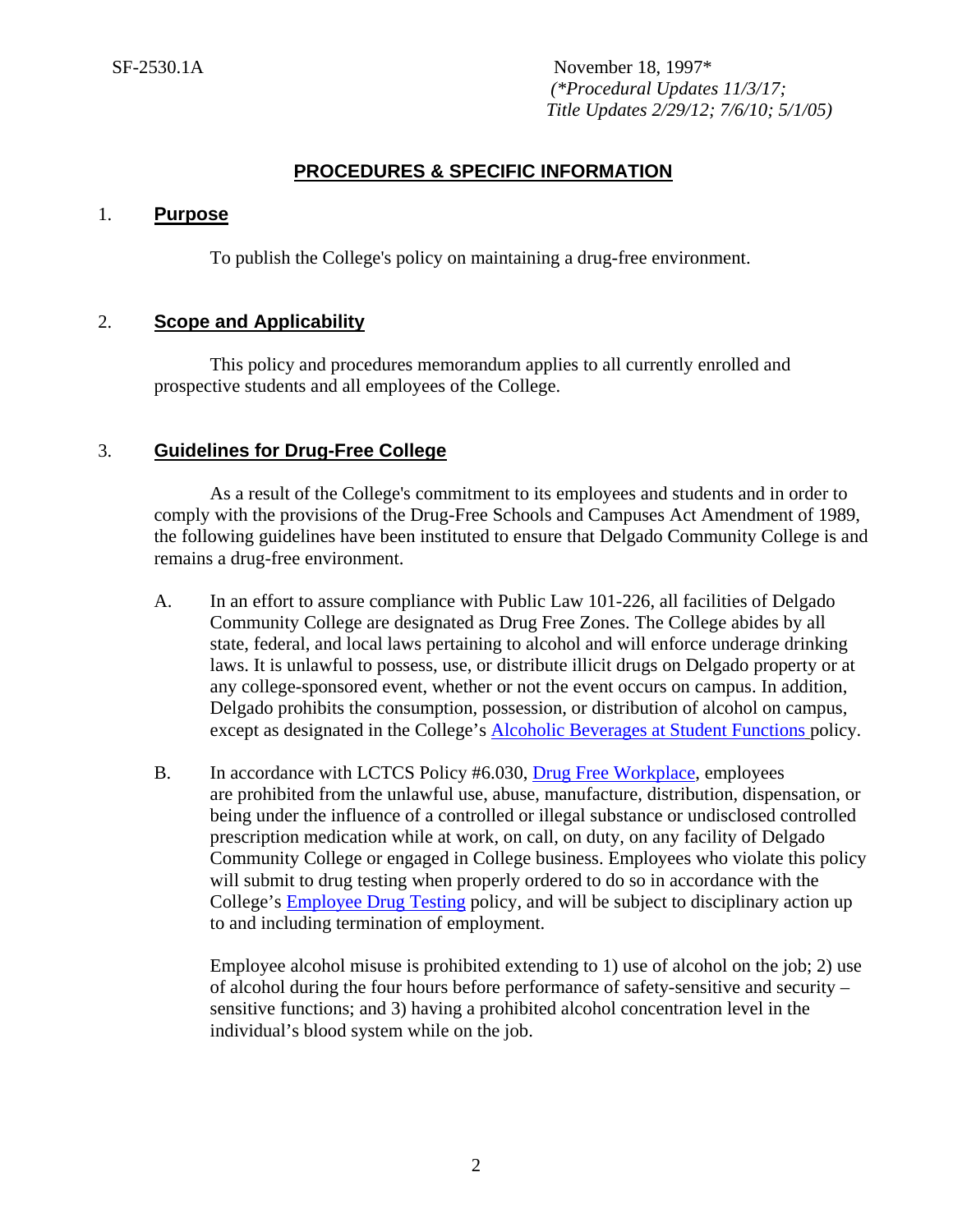SF-2530.1A

November 18, 1997*
*(\*Procedural Updates 11/3/17; Title Updates 2/29/12; 7/6/10; 5/1/05)*

## PROCEDURES & SPECIFIC INFORMATION

### 1. Purpose

To publish the College's policy on maintaining a drug-free environment.

### 2. Scope and Applicability

This policy and procedures memorandum applies to all currently enrolled and prospective students and all employees of the College.

### 3. Guidelines for Drug-Free College

As a result of the College's commitment to its employees and students and in order to comply with the provisions of the Drug-Free Schools and Campuses Act Amendment of 1989, the following guidelines have been instituted to ensure that Delgado Community College is and remains a drug-free environment.

A. In an effort to assure compliance with Public Law 101-226, all facilities of Delgado Community College are designated as Drug Free Zones. The College abides by all state, federal, and local laws pertaining to alcohol and will enforce underage drinking laws. It is unlawful to possess, use, or distribute illicit drugs on Delgado property or at any college-sponsored event, whether or not the event occurs on campus. In addition, Delgado prohibits the consumption, possession, or distribution of alcohol on campus, except as designated in the College's Alcoholic Beverages at Student Functions policy.

B. In accordance with LCTCS Policy #6.030, Drug Free Workplace, employees are prohibited from the unlawful use, abuse, manufacture, distribution, dispensation, or being under the influence of a controlled or illegal substance or undisclosed controlled prescription medication while at work, on call, on duty, on any facility of Delgado Community College or engaged in College business. Employees who violate this policy will submit to drug testing when properly ordered to do so in accordance with the College's Employee Drug Testing policy, and will be subject to disciplinary action up to and including termination of employment.

Employee alcohol misuse is prohibited extending to 1) use of alcohol on the job; 2) use of alcohol during the four hours before performance of safety-sensitive and security – sensitive functions; and 3) having a prohibited alcohol concentration level in the individual's blood system while on the job.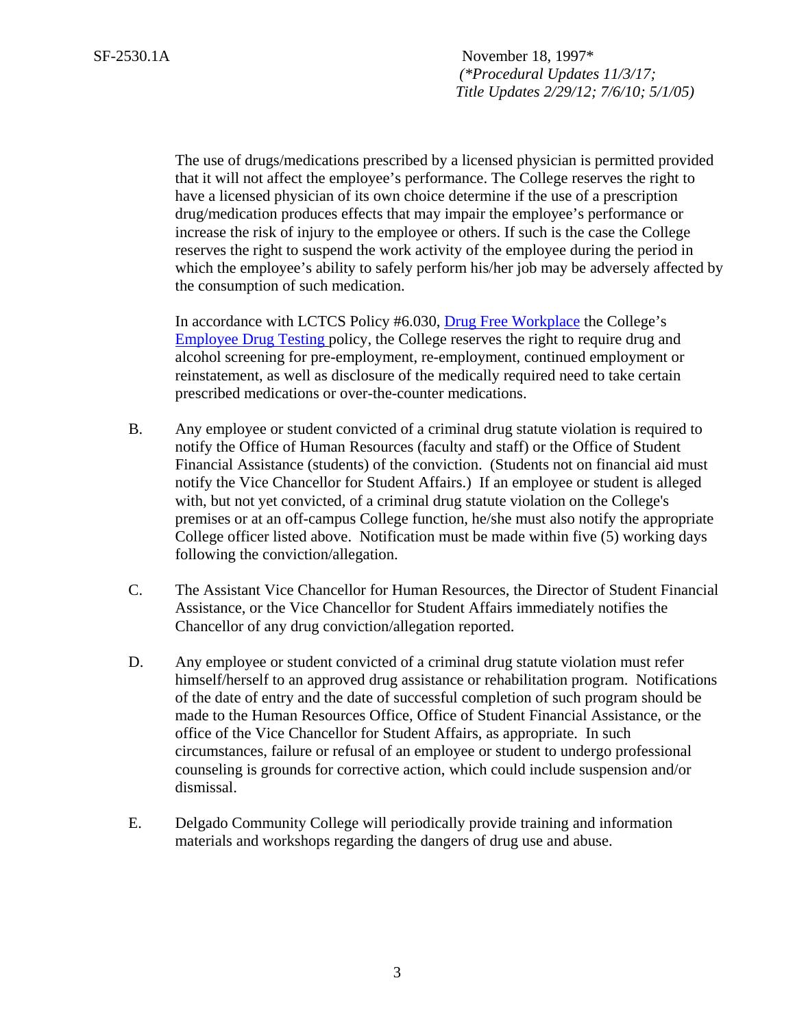The use of drugs/medications prescribed by a licensed physician is permitted provided that it will not affect the employee's performance. The College reserves the right to have a licensed physician of its own choice determine if the use of a prescription drug/medication produces effects that may impair the employee's performance or increase the risk of injury to the employee or others. If such is the case the College reserves the right to suspend the work activity of the employee during the period in which the employee's ability to safely perform his/her job may be adversely affected by the consumption of such medication.

In accordance with LCTCS Policy #6.030, [Drug Free Workplace] the College's [Employee Drug Testing] policy, the College reserves the right to require drug and alcohol screening for pre-employment, re-employment, continued employment or reinstatement, as well as disclosure of the medically required need to take certain prescribed medications or over-the-counter medications.

B. Any employee or student convicted of a criminal drug statute violation is required to notify the Office of Human Resources (faculty and staff) or the Office of Student Financial Assistance (students) of the conviction. (Students not on financial aid must notify the Vice Chancellor for Student Affairs.) If an employee or student is alleged with, but not yet convicted, of a criminal drug statute violation on the College's premises or at an off-campus College function, he/she must also notify the appropriate College officer listed above. Notification must be made within five (5) working days following the conviction/allegation.

C. The Assistant Vice Chancellor for Human Resources, the Director of Student Financial Assistance, or the Vice Chancellor for Student Affairs immediately notifies the Chancellor of any drug conviction/allegation reported.

D. Any employee or student convicted of a criminal drug statute violation must refer himself/herself to an approved drug assistance or rehabilitation program. Notifications of the date of entry and the date of successful completion of such program should be made to the Human Resources Office, Office of Student Financial Assistance, or the office of the Vice Chancellor for Student Affairs, as appropriate. In such circumstances, failure or refusal of an employee or student to undergo professional counseling is grounds for corrective action, which could include suspension and/or dismissal.

E. Delgado Community College will periodically provide training and information materials and workshops regarding the dangers of drug use and abuse.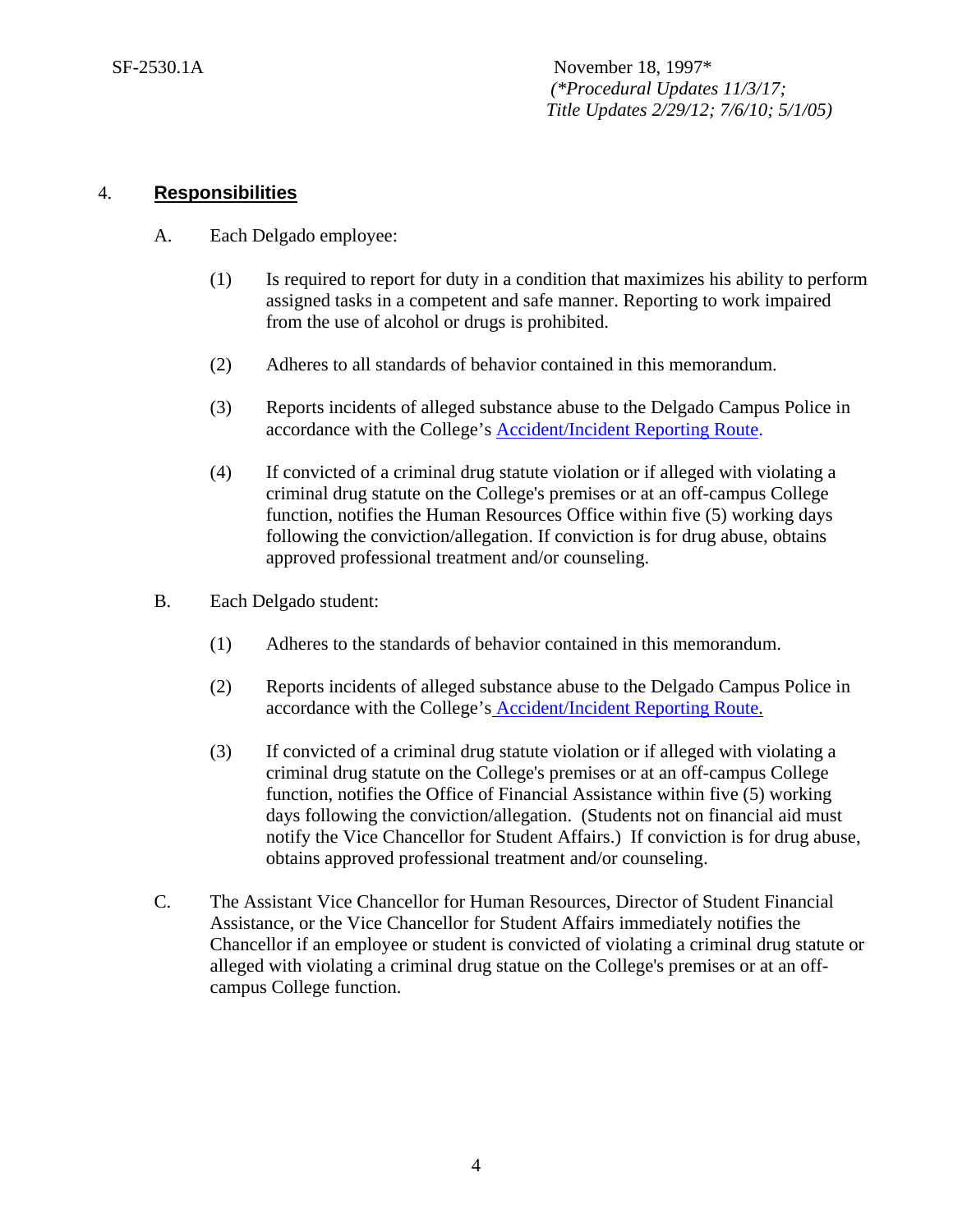## 4. **Responsibilities**

A. Each Delgado employee:

   (1) Is required to report for duty in a condition that maximizes his ability to perform assigned tasks in a competent and safe manner. Reporting to work impaired from the use of alcohol or drugs is prohibited.

   (2) Adheres to all standards of behavior contained in this memorandum.

   (3) Reports incidents of alleged substance abuse to the Delgado Campus Police in accordance with the College's Accident/Incident Reporting Route.

   (4) If convicted of a criminal drug statute violation or if alleged with violating a criminal drug statute on the College's premises or at an off-campus College function, notifies the Human Resources Office within five (5) working days following the conviction/allegation. If conviction is for drug abuse, obtains approved professional treatment and/or counseling.

B. Each Delgado student:

   (1) Adheres to the standards of behavior contained in this memorandum.

   (2) Reports incidents of alleged substance abuse to the Delgado Campus Police in accordance with the College's Accident/Incident Reporting Route.

   (3) If convicted of a criminal drug statute violation or if alleged with violating a criminal drug statute on the College's premises or at an off-campus College function, notifies the Office of Financial Assistance within five (5) working days following the conviction/allegation. (Students not on financial aid must notify the Vice Chancellor for Student Affairs.) If conviction is for drug abuse, obtains approved professional treatment and/or counseling.

C. The Assistant Vice Chancellor for Human Resources, Director of Student Financial Assistance, or the Vice Chancellor for Student Affairs immediately notifies the Chancellor if an employee or student is convicted of violating a criminal drug statute or alleged with violating a criminal drug statue on the College's premises or at an off-campus College function.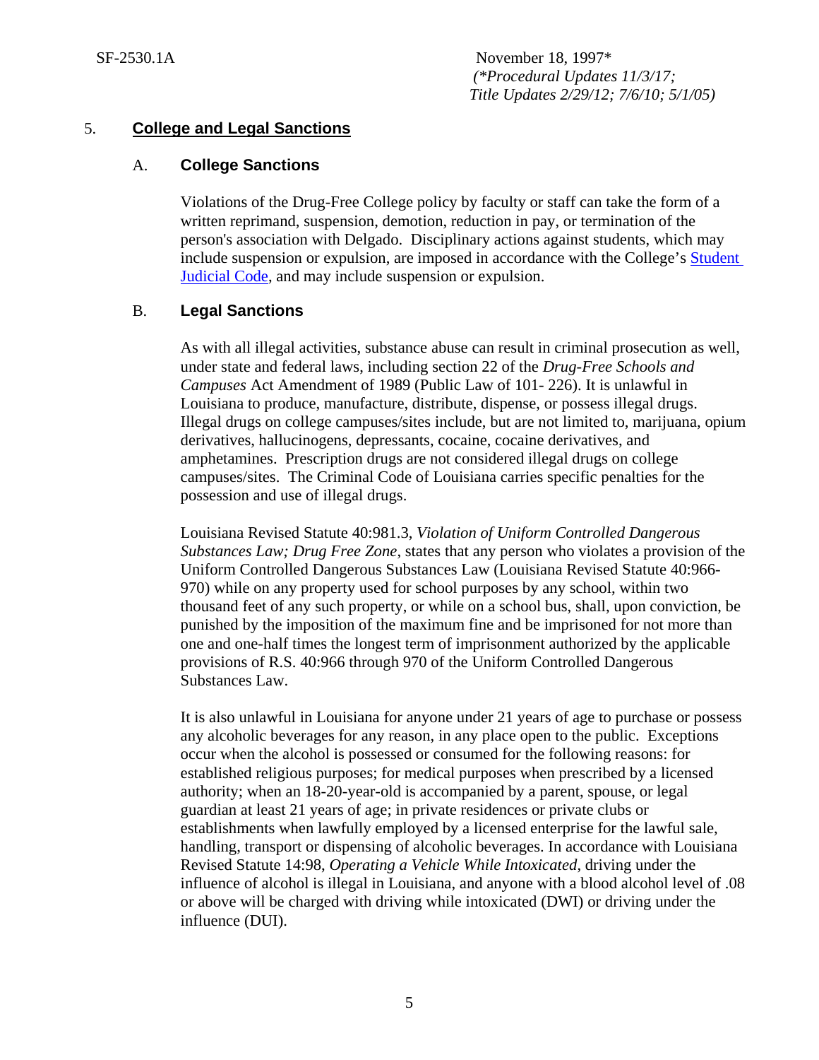SF-2530.1A

November 18, 1997*
*(\*Procedural Updates 11/3/17; Title Updates 2/29/12; 7/6/10; 5/1/05)*

## 5. College and Legal Sanctions

### A. College Sanctions

Violations of the Drug-Free College policy by faculty or staff can take the form of a written reprimand, suspension, demotion, reduction in pay, or termination of the person's association with Delgado. Disciplinary actions against students, which may include suspension or expulsion, are imposed in accordance with the College's Student Judicial Code, and may include suspension or expulsion.

### B. Legal Sanctions

As with all illegal activities, substance abuse can result in criminal prosecution as well, under state and federal laws, including section 22 of the *Drug-Free Schools and Campuses* Act Amendment of 1989 (Public Law of 101- 226). It is unlawful in Louisiana to produce, manufacture, distribute, dispense, or possess illegal drugs. Illegal drugs on college campuses/sites include, but are not limited to, marijuana, opium derivatives, hallucinogens, depressants, cocaine, cocaine derivatives, and amphetamines. Prescription drugs are not considered illegal drugs on college campuses/sites. The Criminal Code of Louisiana carries specific penalties for the possession and use of illegal drugs.

Louisiana Revised Statute 40:981.3, *Violation of Uniform Controlled Dangerous Substances Law; Drug Free Zone*, states that any person who violates a provision of the Uniform Controlled Dangerous Substances Law (Louisiana Revised Statute 40:966-970) while on any property used for school purposes by any school, within two thousand feet of any such property, or while on a school bus, shall, upon conviction, be punished by the imposition of the maximum fine and be imprisoned for not more than one and one-half times the longest term of imprisonment authorized by the applicable provisions of R.S. 40:966 through 970 of the Uniform Controlled Dangerous Substances Law.

It is also unlawful in Louisiana for anyone under 21 years of age to purchase or possess any alcoholic beverages for any reason, in any place open to the public. Exceptions occur when the alcohol is possessed or consumed for the following reasons: for established religious purposes; for medical purposes when prescribed by a licensed authority; when an 18-20-year-old is accompanied by a parent, spouse, or legal guardian at least 21 years of age; in private residences or private clubs or establishments when lawfully employed by a licensed enterprise for the lawful sale, handling, transport or dispensing of alcoholic beverages. In accordance with Louisiana Revised Statute 14:98, *Operating a Vehicle While Intoxicated*, driving under the influence of alcohol is illegal in Louisiana, and anyone with a blood alcohol level of .08 or above will be charged with driving while intoxicated (DWI) or driving under the influence (DUI).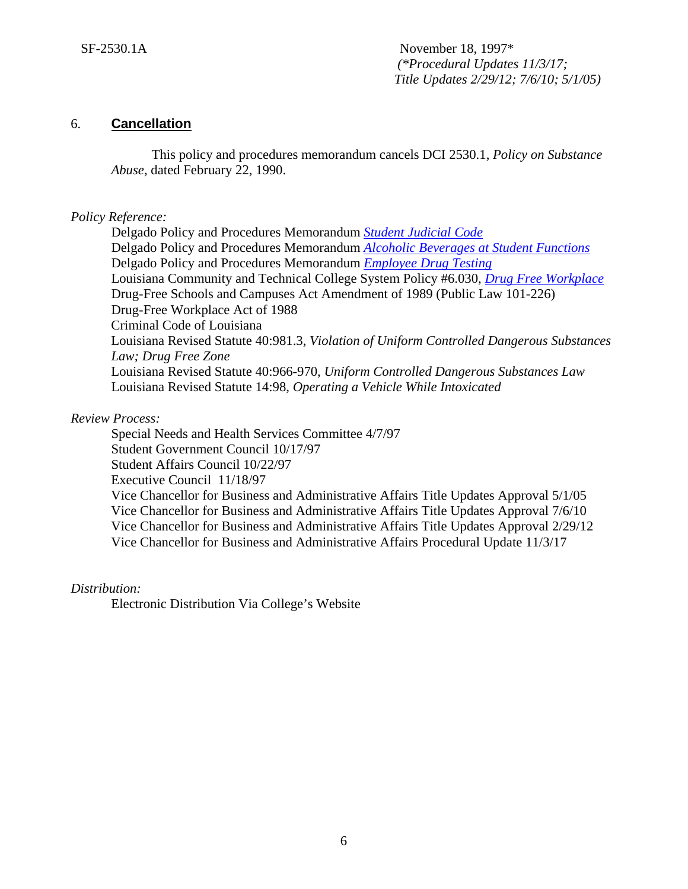## 6. **Cancellation**

This policy and procedures memorandum cancels DCI 2530.1, *Policy on Substance Abuse*, dated February 22, 1990.

*Policy Reference:*

Delgado Policy and Procedures Memorandum *Student Judicial Code*
Delgado Policy and Procedures Memorandum *Alcoholic Beverages at Student Functions*
Delgado Policy and Procedures Memorandum *Employee Drug Testing*
Louisiana Community and Technical College System Policy #6.030, *Drug Free Workplace*
Drug-Free Schools and Campuses Act Amendment of 1989 (Public Law 101-226)
Drug-Free Workplace Act of 1988
Criminal Code of Louisiana
Louisiana Revised Statute 40:981.3, *Violation of Uniform Controlled Dangerous Substances Law; Drug Free Zone*
Louisiana Revised Statute 40:966-970, *Uniform Controlled Dangerous Substances Law*
Louisiana Revised Statute 14:98, *Operating a Vehicle While Intoxicated*

*Review Process:*

Special Needs and Health Services Committee 4/7/97
Student Government Council 10/17/97
Student Affairs Council 10/22/97
Executive Council 11/18/97
Vice Chancellor for Business and Administrative Affairs Title Updates Approval 5/1/05
Vice Chancellor for Business and Administrative Affairs Title Updates Approval 7/6/10
Vice Chancellor for Business and Administrative Affairs Title Updates Approval 2/29/12
Vice Chancellor for Business and Administrative Affairs Procedural Update 11/3/17

*Distribution:*

Electronic Distribution Via College's Website